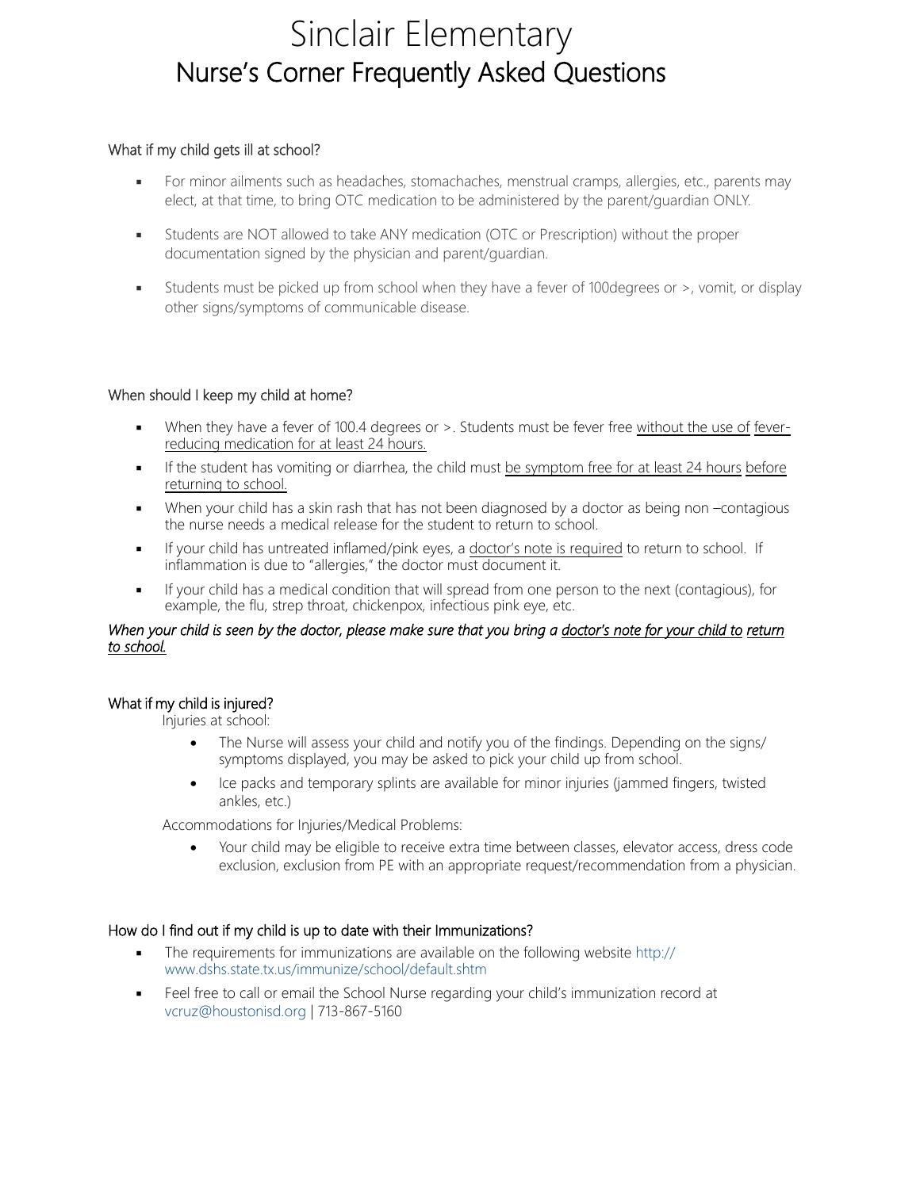# Sinclair Elementary

## Nurse's Corner Frequently Asked Questions

### What if my child gets ill at school?

- For minor ailments such as headaches, stomachaches, menstrual cramps, allergies, etc., parents may elect, at that time, to bring OTC medication to be administered by the parent/guardian ONLY.
- Students are NOT allowed to take ANY medication (OTC or Prescription) without the proper documentation signed by the physician and parent/guardian.
- Students must be picked up from school when they have a fever of 100degrees or >, vomit, or display other signs/symptoms of communicable disease.

### When should I keep my child at home?

- When they have a fever of 100.4 degrees or >. Students must be fever free <u>without the use of fever-reducing medication for at least 24 hours.</u>
- If the student has vomiting or diarrhea, the child must <u>be symptom free for at least 24 hours before returning to school.</u>
- When your child has a skin rash that has not been diagnosed by a doctor as being non –contagious the nurse needs a medical release for the student to return to school.
- If your child has untreated inflamed/pink eyes, a <u>doctor's note is required</u> to return to school. If inflammation is due to "allergies," the doctor must document it.
- If your child has a medical condition that will spread from one person to the next (contagious), for example, the flu, strep throat, chickenpox, infectious pink eye, etc.

*When your child is seen by the doctor, please make sure that you bring a <u>doctor's note for your child to return to school.</u>*

### What if my child is injured?

Injuries at school:

- The Nurse will assess your child and notify you of the findings. Depending on the signs/ symptoms displayed, you may be asked to pick your child up from school.
- Ice packs and temporary splints are available for minor injuries (jammed fingers, twisted ankles, etc.)

Accommodations for Injuries/Medical Problems:

- Your child may be eligible to receive extra time between classes, elevator access, dress code exclusion, exclusion from PE with an appropriate request/recommendation from a physician.

### How do I find out if my child is up to date with their Immunizations?

- The requirements for immunizations are available on the following website http://www.dshs.state.tx.us/immunize/school/default.shtm
- Feel free to call or email the School Nurse regarding your child's immunization record at vcruz@houstonisd.org | 713-867-5160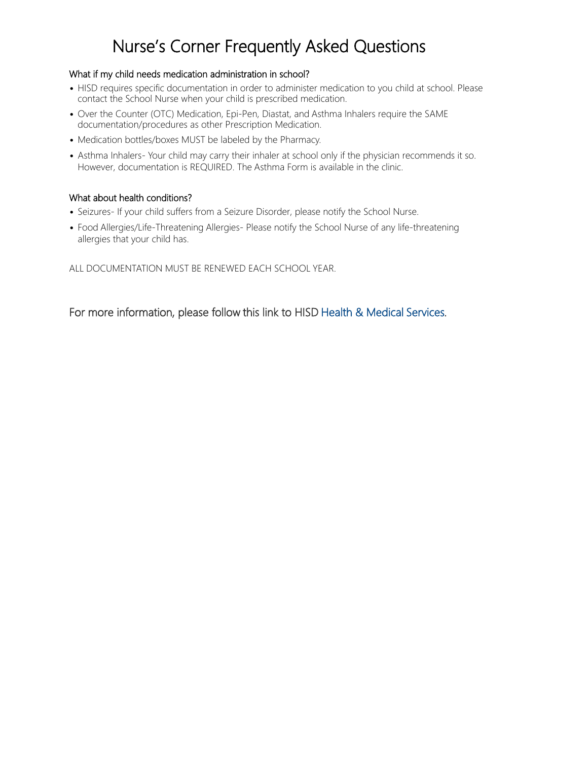# Nurse's Corner Frequently Asked Questions

### What if my child needs medication administration in school?

- HISD requires specific documentation in order to administer medication to you child at school. Please contact the School Nurse when your child is prescribed medication.
- Over the Counter (OTC) Medication, Epi-Pen, Diastat, and Asthma Inhalers require the SAME documentation/procedures as other Prescription Medication.
- Medication bottles/boxes MUST be labeled by the Pharmacy.
- Asthma Inhalers- Your child may carry their inhaler at school only if the physician recommends it so. However, documentation is REQUIRED. The Asthma Form is available in the clinic.

### What about health conditions?

- Seizures- If your child suffers from a Seizure Disorder, please notify the School Nurse.
- Food Allergies/Life-Threatening Allergies- Please notify the School Nurse of any life-threatening allergies that your child has.

ALL DOCUMENTATION MUST BE RENEWED EACH SCHOOL YEAR.

For more information, please follow this link to HISD Health & Medical Services.